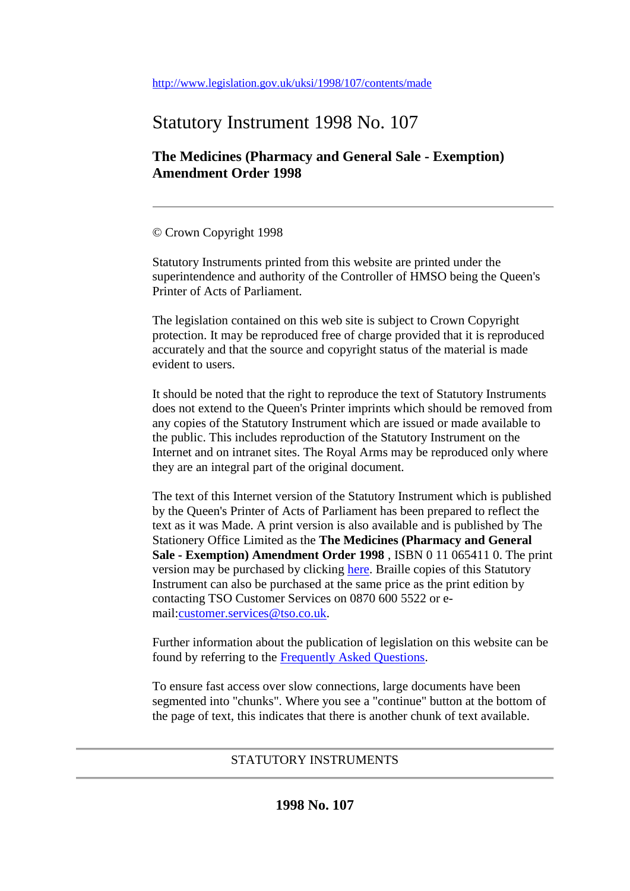http://www.legislation.gov.uk/uksi/1998/107/contents/made

# Statutory Instrument 1998 No. 107

## The Medicines (Pharmacy and General Sale - Exemption) Amendment Order 1998

---

© Crown Copyright 1998

Statutory Instruments printed from this website are printed under the superintendence and authority of the Controller of HMSO being the Queen's Printer of Acts of Parliament.

The legislation contained on this web site is subject to Crown Copyright protection. It may be reproduced free of charge provided that it is reproduced accurately and that the source and copyright status of the material is made evident to users.

It should be noted that the right to reproduce the text of Statutory Instruments does not extend to the Queen's Printer imprints which should be removed from any copies of the Statutory Instrument which are issued or made available to the public. This includes reproduction of the Statutory Instrument on the Internet and on intranet sites. The Royal Arms may be reproduced only where they are an integral part of the original document.

The text of this Internet version of the Statutory Instrument which is published by the Queen's Printer of Acts of Parliament has been prepared to reflect the text as it was Made. A print version is also available and is published by The Stationery Office Limited as the **The Medicines (Pharmacy and General Sale - Exemption) Amendment Order 1998** , ISBN 0 11 065411 0. The print version may be purchased by clicking here. Braille copies of this Statutory Instrument can also be purchased at the same price as the print edition by contacting TSO Customer Services on 0870 600 5522 or e-mail:customer.services@tso.co.uk.

Further information about the publication of legislation on this website can be found by referring to the Frequently Asked Questions.

To ensure fast access over slow connections, large documents have been segmented into "chunks". Where you see a "continue" button at the bottom of the page of text, this indicates that there is another chunk of text available.

---

STATUTORY INSTRUMENTS

---

**1998 No. 107**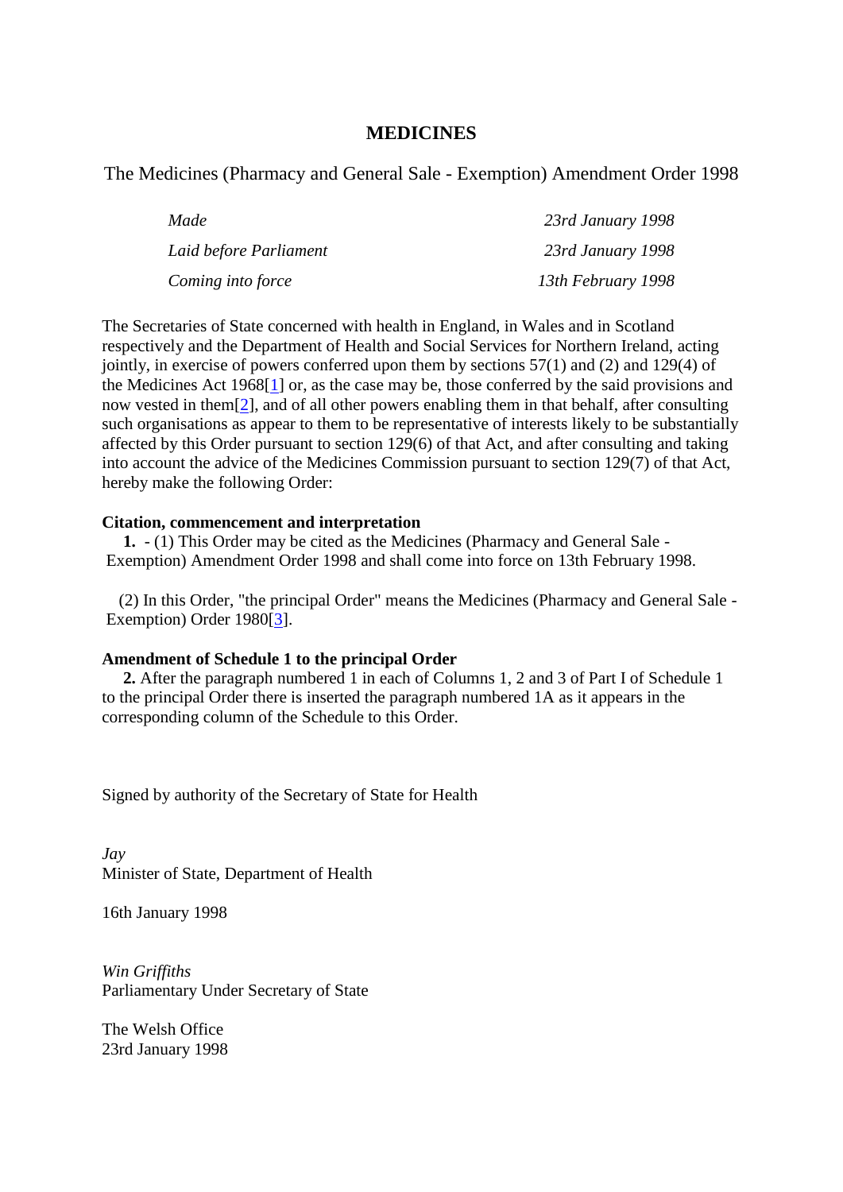# MEDICINES

## The Medicines (Pharmacy and General Sale - Exemption) Amendment Order 1998

| | |
|---|---|
| *Made* | *23rd January 1998* |
| *Laid before Parliament* | *23rd January 1998* |
| *Coming into force* | *13th February 1998* |

The Secretaries of State concerned with health in England, in Wales and in Scotland respectively and the Department of Health and Social Services for Northern Ireland, acting jointly, in exercise of powers conferred upon them by sections 57(1) and (2) and 129(4) of the Medicines Act 1968[1] or, as the case may be, those conferred by the said provisions and now vested in them[2], and of all other powers enabling them in that behalf, after consulting such organisations as appear to them to be representative of interests likely to be substantially affected by this Order pursuant to section 129(6) of that Act, and after consulting and taking into account the advice of the Medicines Commission pursuant to section 129(7) of that Act, hereby make the following Order:

**Citation, commencement and interpretation**

**1.** - (1) This Order may be cited as the Medicines (Pharmacy and General Sale - Exemption) Amendment Order 1998 and shall come into force on 13th February 1998.

(2) In this Order, "the principal Order" means the Medicines (Pharmacy and General Sale - Exemption) Order 1980[3].

**Amendment of Schedule 1 to the principal Order**

**2.** After the paragraph numbered 1 in each of Columns 1, 2 and 3 of Part I of Schedule 1 to the principal Order there is inserted the paragraph numbered 1A as it appears in the corresponding column of the Schedule to this Order.

Signed by authority of the Secretary of State for Health

*Jay*
Minister of State, Department of Health

16th January 1998

*Win Griffiths*
Parliamentary Under Secretary of State

The Welsh Office
23rd January 1998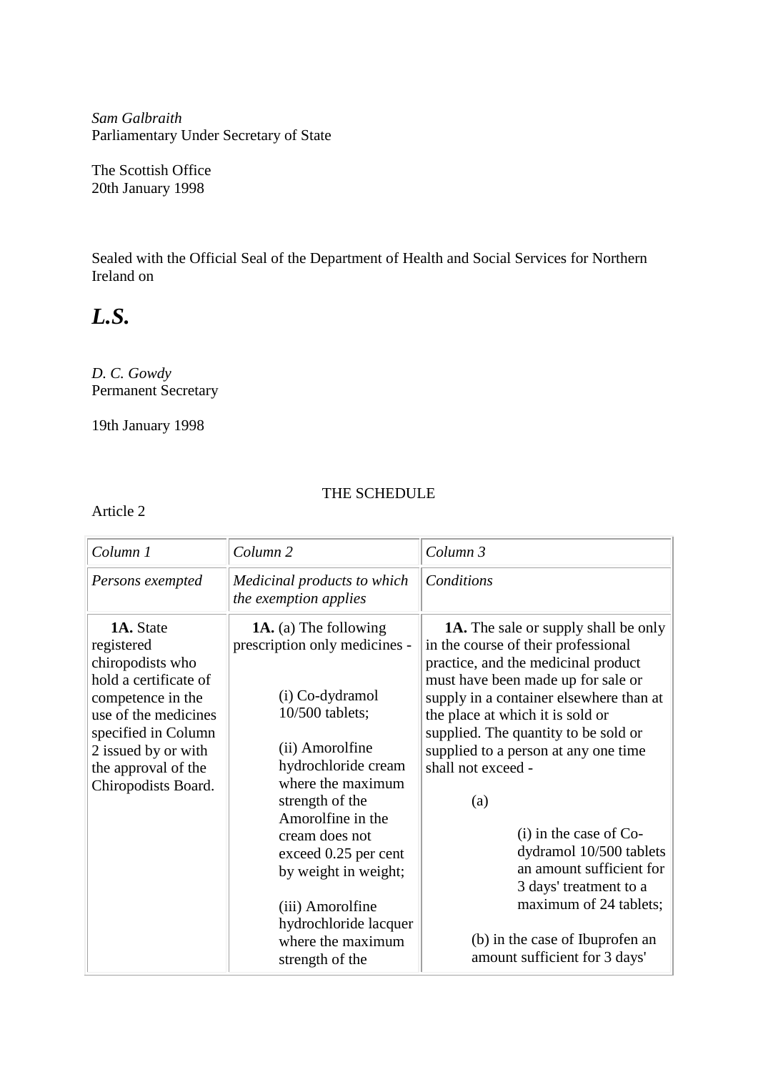*Sam Galbraith*
Parliamentary Under Secretary of State

The Scottish Office
20th January 1998

Sealed with the Official Seal of the Department of Health and Social Services for Northern Ireland on

***L.S.***

*D. C. Gowdy*
Permanent Secretary

19th January 1998

THE SCHEDULE

Article 2

| *Column 1* | *Column 2* | *Column 3* |
|---|---|---|
| *Persons exempted* | *Medicinal products to which the exemption applies* | *Conditions* |
| **1A.** State registered chiropodists who hold a certificate of competence in the use of the medicines specified in Column 2 issued by or with the approval of the Chiropodists Board. | **1A.** (a) The following prescription only medicines - (i) Co-dydramol 10/500 tablets; (ii) Amorolfine hydrochloride cream where the maximum strength of the Amorolfine in the cream does not exceed 0.25 per cent by weight in weight; (iii) Amorolfine hydrochloride lacquer where the maximum strength of the | **1A.** The sale or supply shall be only in the course of their professional practice, and the medicinal product must have been made up for sale or supply in a container elsewhere than at the place at which it is sold or supplied. The quantity to be sold or supplied to a person at any one time shall not exceed - (a) (i) in the case of Co-dydramol 10/500 tablets an amount sufficient for 3 days' treatment to a maximum of 24 tablets; (b) in the case of Ibuprofen an amount sufficient for 3 days' |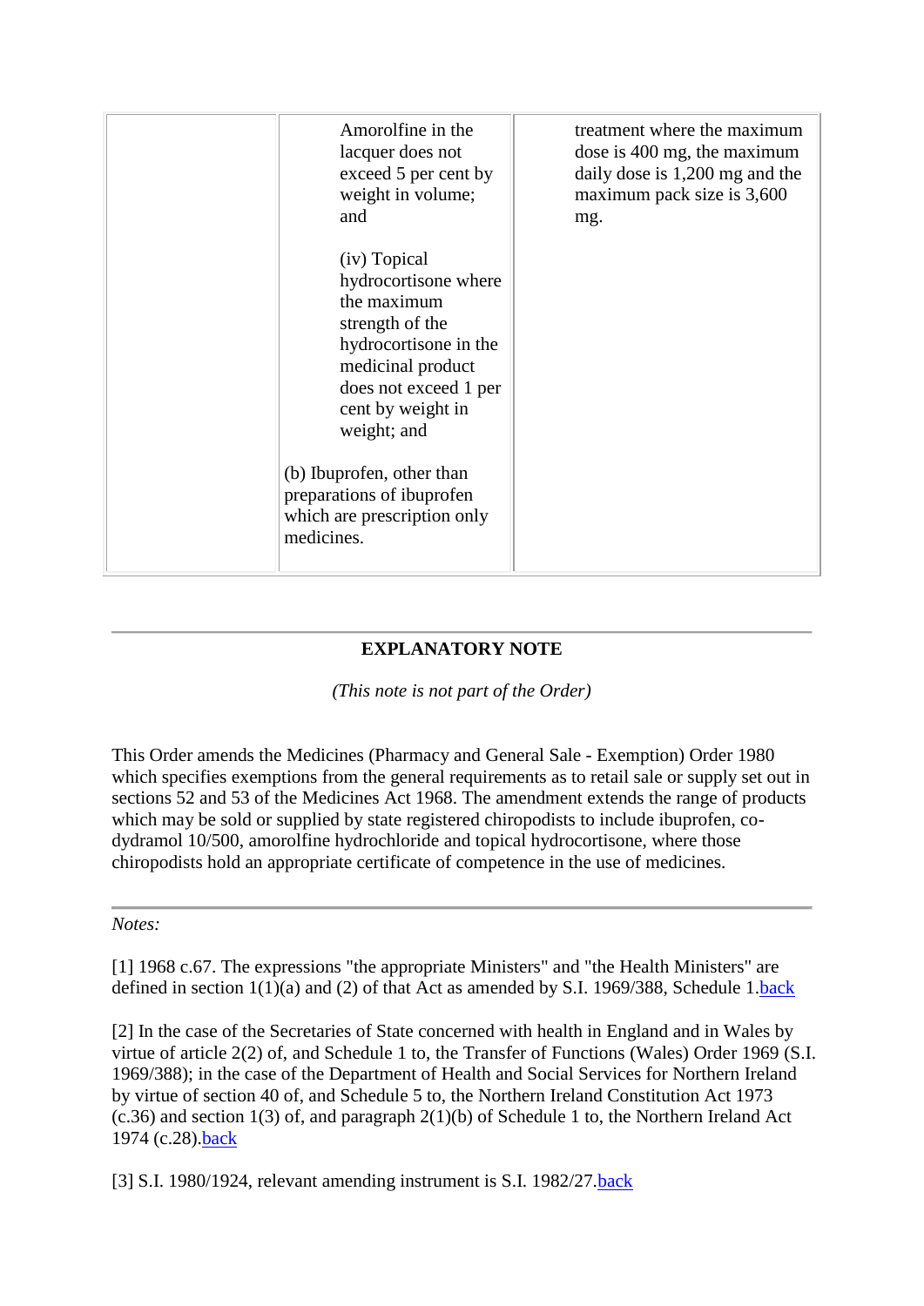| | | |
|---|---|---|
| | Amorolfine in the lacquer does not exceed 5 per cent by weight in volume; and<br><br>(iv) Topical hydrocortisone where the maximum strength of the hydrocortisone in the medicinal product does not exceed 1 per cent by weight in weight; and<br><br>(b) Ibuprofen, other than preparations of ibuprofen which are prescription only medicines. | treatment where the maximum dose is 400 mg, the maximum daily dose is 1,200 mg and the maximum pack size is 3,600 mg. |

---

**EXPLANATORY NOTE**

*(This note is not part of the Order)*

This Order amends the Medicines (Pharmacy and General Sale - Exemption) Order 1980 which specifies exemptions from the general requirements as to retail sale or supply set out in sections 52 and 53 of the Medicines Act 1968. The amendment extends the range of products which may be sold or supplied by state registered chiropodists to include ibuprofen, co-dydramol 10/500, amorolfine hydrochloride and topical hydrocortisone, where those chiropodists hold an appropriate certificate of competence in the use of medicines.

---

*Notes:*

[1] 1968 c.67. The expressions "the appropriate Ministers" and "the Health Ministers" are defined in section 1(1)(a) and (2) of that Act as amended by S.I. 1969/388, Schedule 1.back

[2] In the case of the Secretaries of State concerned with health in England and in Wales by virtue of article 2(2) of, and Schedule 1 to, the Transfer of Functions (Wales) Order 1969 (S.I. 1969/388); in the case of the Department of Health and Social Services for Northern Ireland by virtue of section 40 of, and Schedule 5 to, the Northern Ireland Constitution Act 1973 (c.36) and section 1(3) of, and paragraph 2(1)(b) of Schedule 1 to, the Northern Ireland Act 1974 (c.28).back

[3] S.I. 1980/1924, relevant amending instrument is S.I. 1982/27.back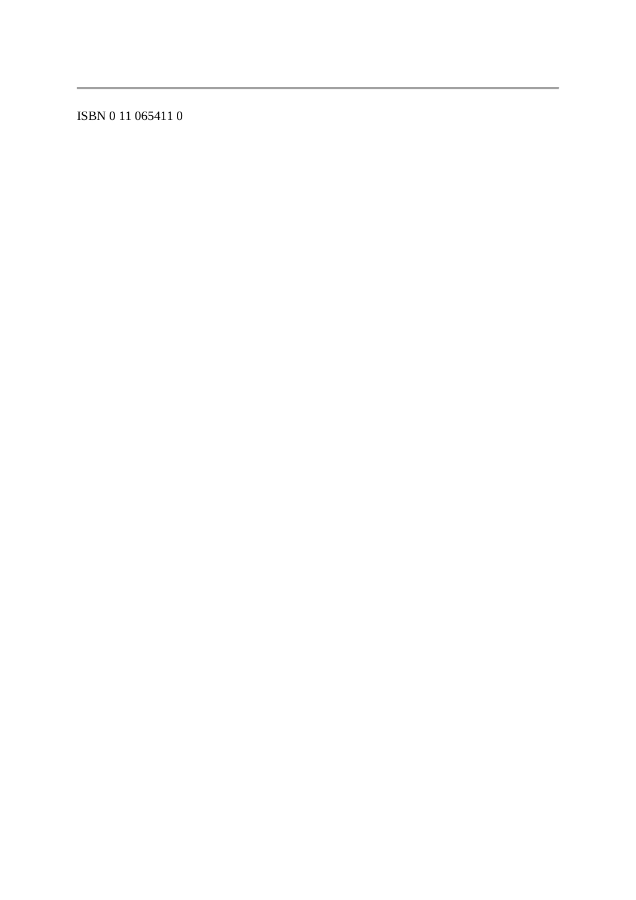ISBN 0 11 065411 0